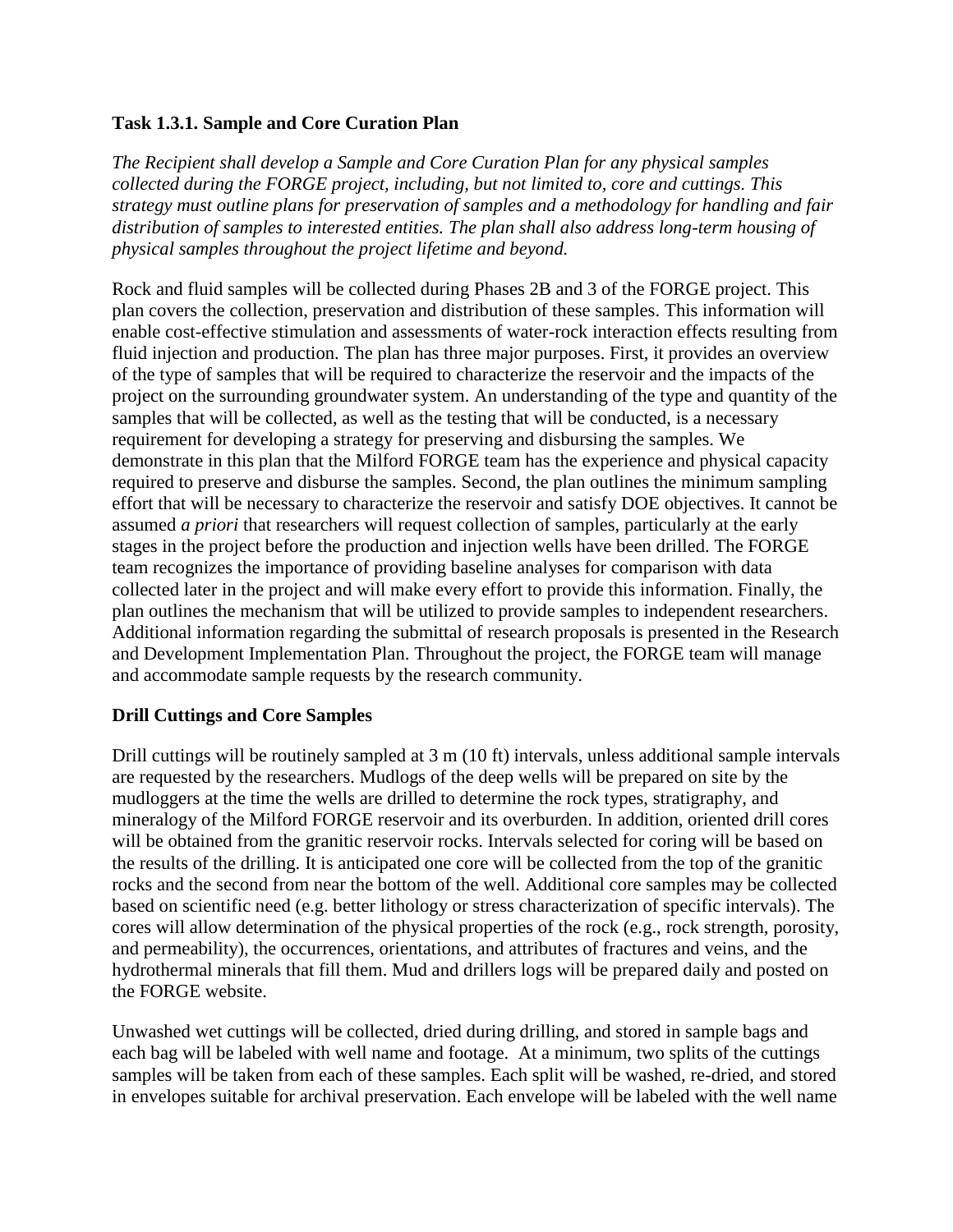### Task 1.3.1. Sample and Core Curation Plan

*The Recipient shall develop a Sample and Core Curation Plan for any physical samples collected during the FORGE project, including, but not limited to, core and cuttings. This strategy must outline plans for preservation of samples and a methodology for handling and fair distribution of samples to interested entities. The plan shall also address long-term housing of physical samples throughout the project lifetime and beyond.*

Rock and fluid samples will be collected during Phases 2B and 3 of the FORGE project. This plan covers the collection, preservation and distribution of these samples. This information will enable cost-effective stimulation and assessments of water-rock interaction effects resulting from fluid injection and production. The plan has three major purposes. First, it provides an overview of the type of samples that will be required to characterize the reservoir and the impacts of the project on the surrounding groundwater system. An understanding of the type and quantity of the samples that will be collected, as well as the testing that will be conducted, is a necessary requirement for developing a strategy for preserving and disbursing the samples. We demonstrate in this plan that the Milford FORGE team has the experience and physical capacity required to preserve and disburse the samples. Second, the plan outlines the minimum sampling effort that will be necessary to characterize the reservoir and satisfy DOE objectives. It cannot be assumed *a priori* that researchers will request collection of samples, particularly at the early stages in the project before the production and injection wells have been drilled. The FORGE team recognizes the importance of providing baseline analyses for comparison with data collected later in the project and will make every effort to provide this information. Finally, the plan outlines the mechanism that will be utilized to provide samples to independent researchers. Additional information regarding the submittal of research proposals is presented in the Research and Development Implementation Plan. Throughout the project, the FORGE team will manage and accommodate sample requests by the research community.

### Drill Cuttings and Core Samples

Drill cuttings will be routinely sampled at 3 m (10 ft) intervals, unless additional sample intervals are requested by the researchers. Mudlogs of the deep wells will be prepared on site by the mudloggers at the time the wells are drilled to determine the rock types, stratigraphy, and mineralogy of the Milford FORGE reservoir and its overburden. In addition, oriented drill cores will be obtained from the granitic reservoir rocks. Intervals selected for coring will be based on the results of the drilling. It is anticipated one core will be collected from the top of the granitic rocks and the second from near the bottom of the well. Additional core samples may be collected based on scientific need (e.g. better lithology or stress characterization of specific intervals). The cores will allow determination of the physical properties of the rock (e.g., rock strength, porosity, and permeability), the occurrences, orientations, and attributes of fractures and veins, and the hydrothermal minerals that fill them. Mud and drillers logs will be prepared daily and posted on the FORGE website.

Unwashed wet cuttings will be collected, dried during drilling, and stored in sample bags and each bag will be labeled with well name and footage. At a minimum, two splits of the cuttings samples will be taken from each of these samples. Each split will be washed, re-dried, and stored in envelopes suitable for archival preservation. Each envelope will be labeled with the well name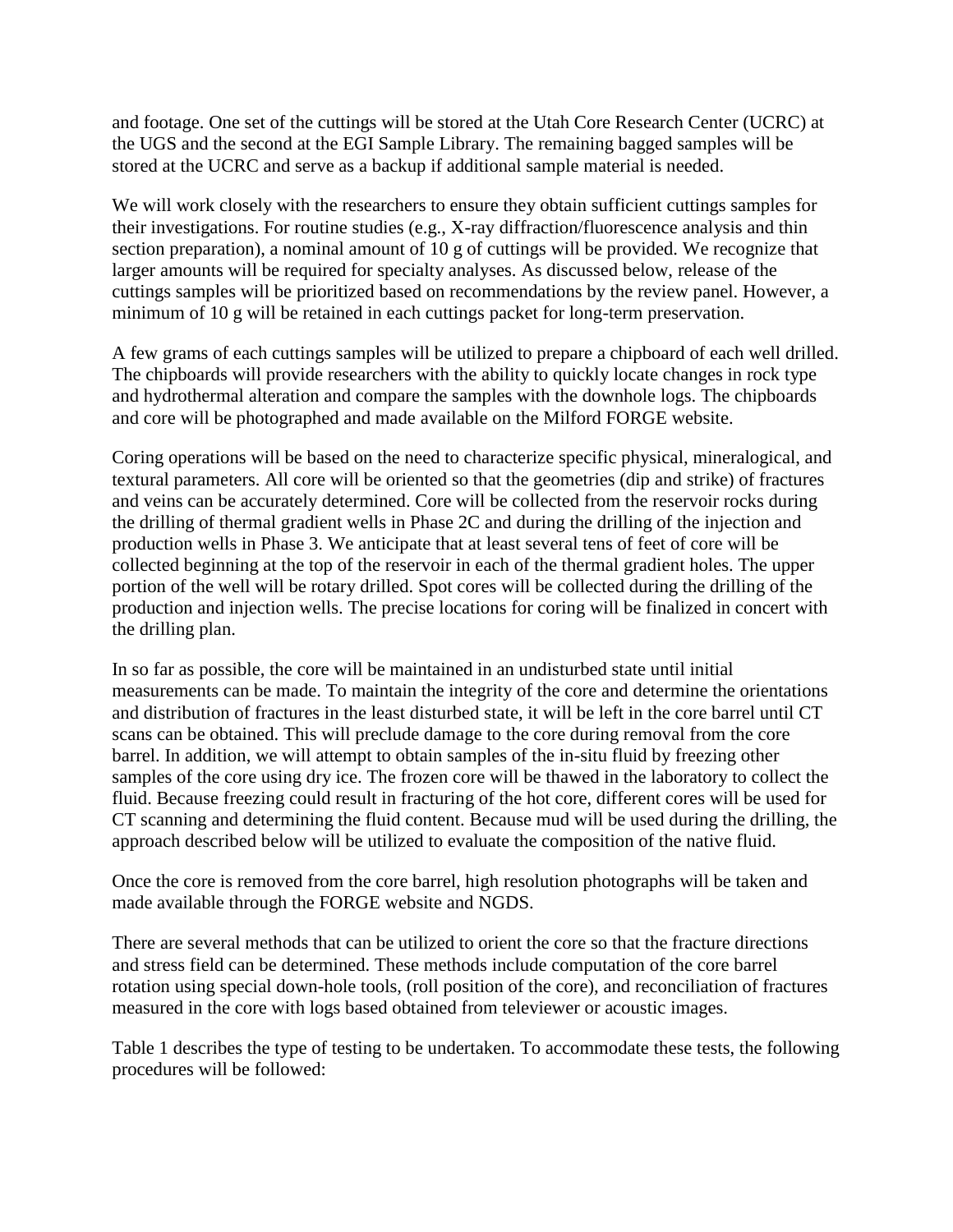and footage. One set of the cuttings will be stored at the Utah Core Research Center (UCRC) at the UGS and the second at the EGI Sample Library. The remaining bagged samples will be stored at the UCRC and serve as a backup if additional sample material is needed.

We will work closely with the researchers to ensure they obtain sufficient cuttings samples for their investigations. For routine studies (e.g., X-ray diffraction/fluorescence analysis and thin section preparation), a nominal amount of 10 g of cuttings will be provided. We recognize that larger amounts will be required for specialty analyses. As discussed below, release of the cuttings samples will be prioritized based on recommendations by the review panel. However, a minimum of 10 g will be retained in each cuttings packet for long-term preservation.

A few grams of each cuttings samples will be utilized to prepare a chipboard of each well drilled. The chipboards will provide researchers with the ability to quickly locate changes in rock type and hydrothermal alteration and compare the samples with the downhole logs. The chipboards and core will be photographed and made available on the Milford FORGE website.

Coring operations will be based on the need to characterize specific physical, mineralogical, and textural parameters. All core will be oriented so that the geometries (dip and strike) of fractures and veins can be accurately determined. Core will be collected from the reservoir rocks during the drilling of thermal gradient wells in Phase 2C and during the drilling of the injection and production wells in Phase 3. We anticipate that at least several tens of feet of core will be collected beginning at the top of the reservoir in each of the thermal gradient holes. The upper portion of the well will be rotary drilled. Spot cores will be collected during the drilling of the production and injection wells. The precise locations for coring will be finalized in concert with the drilling plan.

In so far as possible, the core will be maintained in an undisturbed state until initial measurements can be made. To maintain the integrity of the core and determine the orientations and distribution of fractures in the least disturbed state, it will be left in the core barrel until CT scans can be obtained. This will preclude damage to the core during removal from the core barrel. In addition, we will attempt to obtain samples of the in-situ fluid by freezing other samples of the core using dry ice. The frozen core will be thawed in the laboratory to collect the fluid. Because freezing could result in fracturing of the hot core, different cores will be used for CT scanning and determining the fluid content. Because mud will be used during the drilling, the approach described below will be utilized to evaluate the composition of the native fluid.

Once the core is removed from the core barrel, high resolution photographs will be taken and made available through the FORGE website and NGDS.

There are several methods that can be utilized to orient the core so that the fracture directions and stress field can be determined. These methods include computation of the core barrel rotation using special down-hole tools, (roll position of the core), and reconciliation of fractures measured in the core with logs based obtained from televiewer or acoustic images.

Table 1 describes the type of testing to be undertaken. To accommodate these tests, the following procedures will be followed: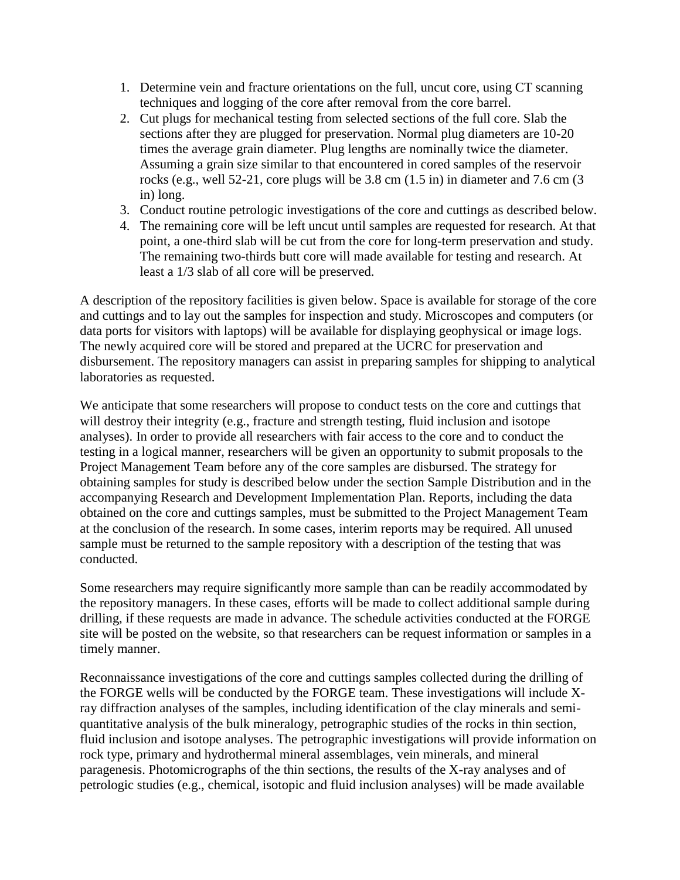1. Determine vein and fracture orientations on the full, uncut core, using CT scanning techniques and logging of the core after removal from the core barrel.
2. Cut plugs for mechanical testing from selected sections of the full core. Slab the sections after they are plugged for preservation. Normal plug diameters are 10-20 times the average grain diameter. Plug lengths are nominally twice the diameter. Assuming a grain size similar to that encountered in cored samples of the reservoir rocks (e.g., well 52-21, core plugs will be 3.8 cm (1.5 in) in diameter and 7.6 cm (3 in) long.
3. Conduct routine petrologic investigations of the core and cuttings as described below.
4. The remaining core will be left uncut until samples are requested for research. At that point, a one-third slab will be cut from the core for long-term preservation and study. The remaining two-thirds butt core will made available for testing and research. At least a 1/3 slab of all core will be preserved.

A description of the repository facilities is given below. Space is available for storage of the core and cuttings and to lay out the samples for inspection and study. Microscopes and computers (or data ports for visitors with laptops) will be available for displaying geophysical or image logs. The newly acquired core will be stored and prepared at the UCRC for preservation and disbursement. The repository managers can assist in preparing samples for shipping to analytical laboratories as requested.

We anticipate that some researchers will propose to conduct tests on the core and cuttings that will destroy their integrity (e.g., fracture and strength testing, fluid inclusion and isotope analyses). In order to provide all researchers with fair access to the core and to conduct the testing in a logical manner, researchers will be given an opportunity to submit proposals to the Project Management Team before any of the core samples are disbursed. The strategy for obtaining samples for study is described below under the section Sample Distribution and in the accompanying Research and Development Implementation Plan. Reports, including the data obtained on the core and cuttings samples, must be submitted to the Project Management Team at the conclusion of the research. In some cases, interim reports may be required. All unused sample must be returned to the sample repository with a description of the testing that was conducted.

Some researchers may require significantly more sample than can be readily accommodated by the repository managers. In these cases, efforts will be made to collect additional sample during drilling, if these requests are made in advance. The schedule activities conducted at the FORGE site will be posted on the website, so that researchers can be request information or samples in a timely manner.

Reconnaissance investigations of the core and cuttings samples collected during the drilling of the FORGE wells will be conducted by the FORGE team. These investigations will include X-ray diffraction analyses of the samples, including identification of the clay minerals and semi-quantitative analysis of the bulk mineralogy, petrographic studies of the rocks in thin section, fluid inclusion and isotope analyses. The petrographic investigations will provide information on rock type, primary and hydrothermal mineral assemblages, vein minerals, and mineral paragenesis. Photomicrographs of the thin sections, the results of the X-ray analyses and of petrologic studies (e.g., chemical, isotopic and fluid inclusion analyses) will be made available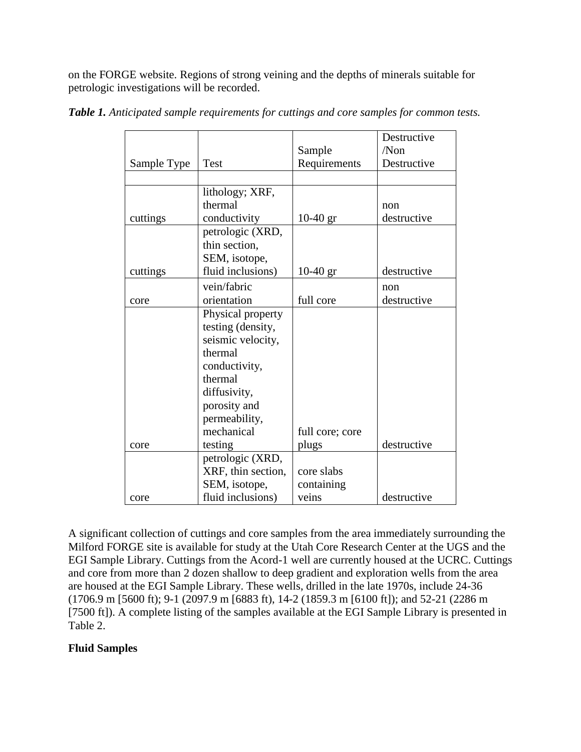on the FORGE website. Regions of strong veining and the depths of minerals suitable for petrologic investigations will be recorded.

***Table 1.*** *Anticipated sample requirements for cuttings and core samples for common tests.*

| Sample Type | Test | Sample Requirements | Destructive /Non Destructive |
|---|---|---|---|
| | | | |
| cuttings | lithology; XRF, thermal conductivity | 10-40 gr | non destructive |
| cuttings | petrologic (XRD, thin section, SEM, isotope, fluid inclusions) | 10-40 gr | destructive |
| core | vein/fabric orientation | full core | non destructive |
| core | Physical property testing (density, seismic velocity, thermal conductivity, thermal diffusivity, porosity and permeability, mechanical testing | full core; core plugs | destructive |
| core | petrologic (XRD, XRF, thin section, SEM, isotope, fluid inclusions) | core slabs containing veins | destructive |

A significant collection of cuttings and core samples from the area immediately surrounding the Milford FORGE site is available for study at the Utah Core Research Center at the UGS and the EGI Sample Library. Cuttings from the Acord-1 well are currently housed at the UCRC. Cuttings and core from more than 2 dozen shallow to deep gradient and exploration wells from the area are housed at the EGI Sample Library. These wells, drilled in the late 1970s, include 24-36 (1706.9 m [5600 ft); 9-1 (2097.9 m [6883 ft), 14-2 (1859.3 m [6100 ft]); and 52-21 (2286 m [7500 ft]). A complete listing of the samples available at the EGI Sample Library is presented in Table 2.

**Fluid Samples**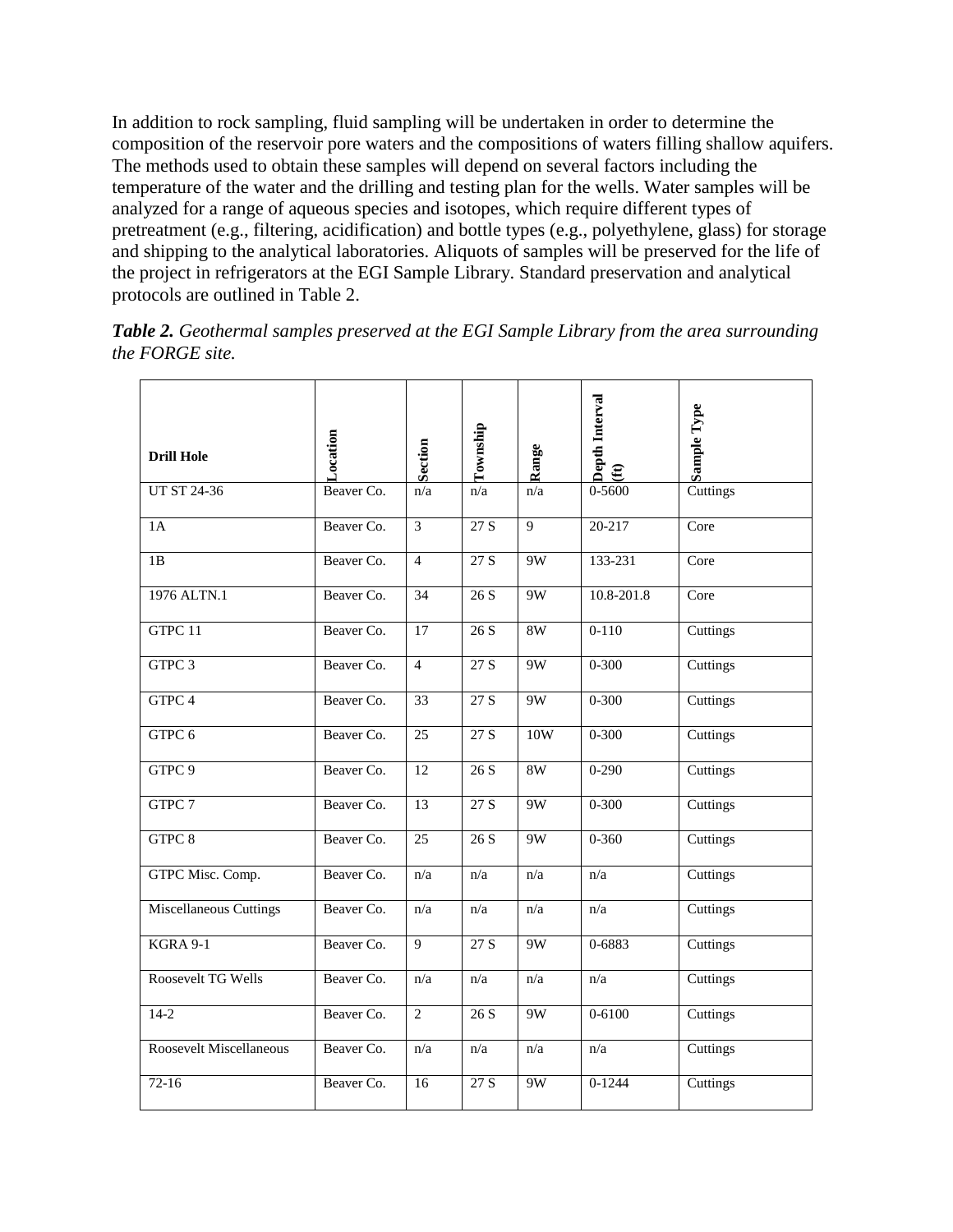In addition to rock sampling, fluid sampling will be undertaken in order to determine the composition of the reservoir pore waters and the compositions of waters filling shallow aquifers. The methods used to obtain these samples will depend on several factors including the temperature of the water and the drilling and testing plan for the wells. Water samples will be analyzed for a range of aqueous species and isotopes, which require different types of pretreatment (e.g., filtering, acidification) and bottle types (e.g., polyethylene, glass) for storage and shipping to the analytical laboratories. Aliquots of samples will be preserved for the life of the project in refrigerators at the EGI Sample Library. Standard preservation and analytical protocols are outlined in Table 2.

***Table 2.*** *Geothermal samples preserved at the EGI Sample Library from the area surrounding the FORGE site.*

| Drill Hole | Location | Section | Township | Range | Depth Interval (ft) | Sample Type |
|---|---|---|---|---|---|---|
| UT ST 24-36 | Beaver Co. | n/a | n/a | n/a | 0-5600 | Cuttings |
| 1A | Beaver Co. | 3 | 27 S | 9 | 20-217 | Core |
| 1B | Beaver Co. | 4 | 27 S | 9W | 133-231 | Core |
| 1976 ALTN.1 | Beaver Co. | 34 | 26 S | 9W | 10.8-201.8 | Core |
| GTPC 11 | Beaver Co. | 17 | 26 S | 8W | 0-110 | Cuttings |
| GTPC 3 | Beaver Co. | 4 | 27 S | 9W | 0-300 | Cuttings |
| GTPC 4 | Beaver Co. | 33 | 27 S | 9W | 0-300 | Cuttings |
| GTPC 6 | Beaver Co. | 25 | 27 S | 10W | 0-300 | Cuttings |
| GTPC 9 | Beaver Co. | 12 | 26 S | 8W | 0-290 | Cuttings |
| GTPC 7 | Beaver Co. | 13 | 27 S | 9W | 0-300 | Cuttings |
| GTPC 8 | Beaver Co. | 25 | 26 S | 9W | 0-360 | Cuttings |
| GTPC Misc. Comp. | Beaver Co. | n/a | n/a | n/a | n/a | Cuttings |
| Miscellaneous Cuttings | Beaver Co. | n/a | n/a | n/a | n/a | Cuttings |
| KGRA 9-1 | Beaver Co. | 9 | 27 S | 9W | 0-6883 | Cuttings |
| Roosevelt TG Wells | Beaver Co. | n/a | n/a | n/a | n/a | Cuttings |
| 14-2 | Beaver Co. | 2 | 26 S | 9W | 0-6100 | Cuttings |
| Roosevelt Miscellaneous | Beaver Co. | n/a | n/a | n/a | n/a | Cuttings |
| 72-16 | Beaver Co. | 16 | 27 S | 9W | 0-1244 | Cuttings |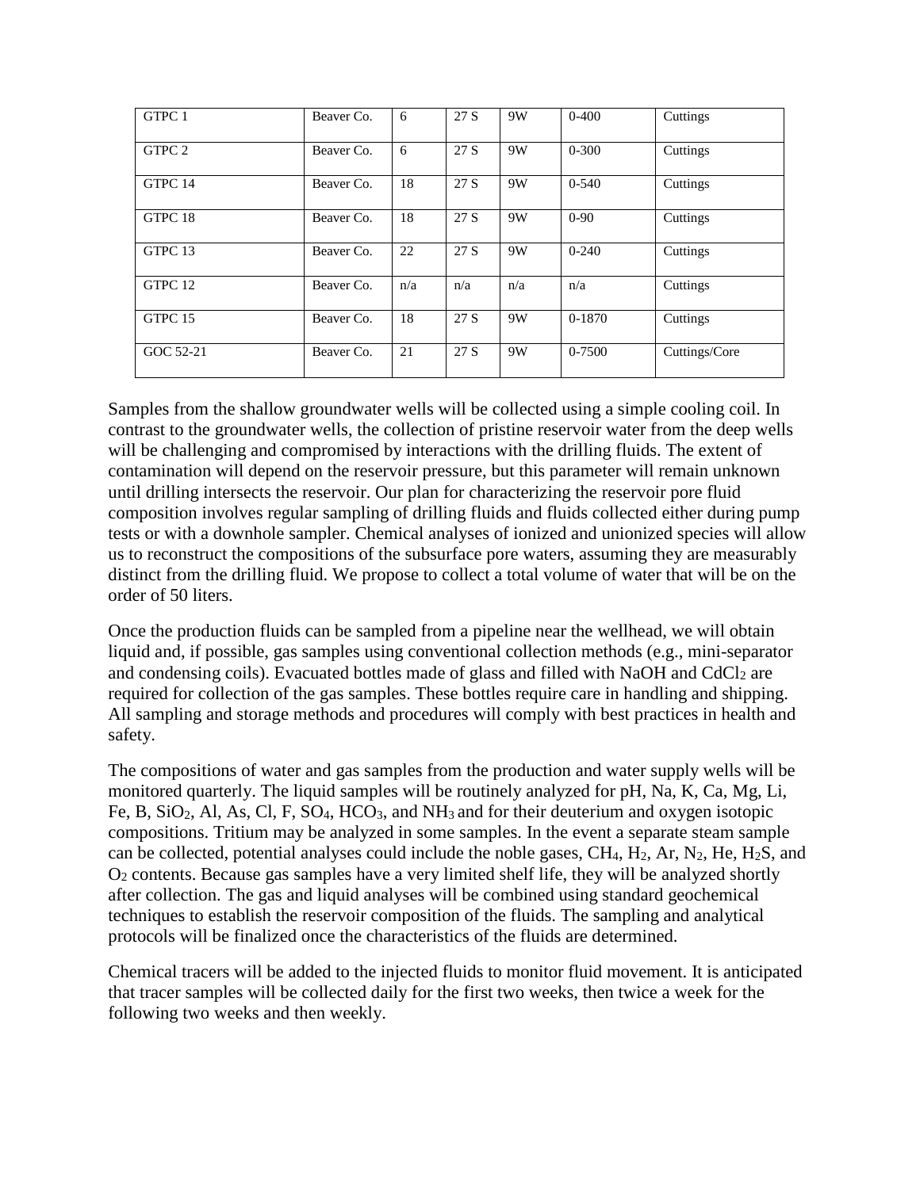| GTPC 1 | Beaver Co. | 6 | 27 S | 9W | 0-400 | Cuttings |
|---|---|---|---|---|---|---|
| GTPC 2 | Beaver Co. | 6 | 27 S | 9W | 0-300 | Cuttings |
| GTPC 14 | Beaver Co. | 18 | 27 S | 9W | 0-540 | Cuttings |
| GTPC 18 | Beaver Co. | 18 | 27 S | 9W | 0-90 | Cuttings |
| GTPC 13 | Beaver Co. | 22 | 27 S | 9W | 0-240 | Cuttings |
| GTPC 12 | Beaver Co. | n/a | n/a | n/a | n/a | Cuttings |
| GTPC 15 | Beaver Co. | 18 | 27 S | 9W | 0-1870 | Cuttings |
| GOC 52-21 | Beaver Co. | 21 | 27 S | 9W | 0-7500 | Cuttings/Core |

Samples from the shallow groundwater wells will be collected using a simple cooling coil. In contrast to the groundwater wells, the collection of pristine reservoir water from the deep wells will be challenging and compromised by interactions with the drilling fluids. The extent of contamination will depend on the reservoir pressure, but this parameter will remain unknown until drilling intersects the reservoir. Our plan for characterizing the reservoir pore fluid composition involves regular sampling of drilling fluids and fluids collected either during pump tests or with a downhole sampler. Chemical analyses of ionized and unionized species will allow us to reconstruct the compositions of the subsurface pore waters, assuming they are measurably distinct from the drilling fluid. We propose to collect a total volume of water that will be on the order of 50 liters.

Once the production fluids can be sampled from a pipeline near the wellhead, we will obtain liquid and, if possible, gas samples using conventional collection methods (e.g., mini-separator and condensing coils). Evacuated bottles made of glass and filled with NaOH and $CdCl_2$ are required for collection of the gas samples. These bottles require care in handling and shipping. All sampling and storage methods and procedures will comply with best practices in health and safety.

The compositions of water and gas samples from the production and water supply wells will be monitored quarterly. The liquid samples will be routinely analyzed for pH, Na, K, Ca, Mg, Li, Fe, B, $SiO_2$, Al, As, Cl, F, $SO_4$, $HCO_3$, and $NH_3$ and for their deuterium and oxygen isotopic compositions. Tritium may be analyzed in some samples. In the event a separate steam sample can be collected, potential analyses could include the noble gases, $CH_4$, $H_2$, Ar, $N_2$, He, $H_2S$, and $O_2$ contents. Because gas samples have a very limited shelf life, they will be analyzed shortly after collection. The gas and liquid analyses will be combined using standard geochemical techniques to establish the reservoir composition of the fluids. The sampling and analytical protocols will be finalized once the characteristics of the fluids are determined.

Chemical tracers will be added to the injected fluids to monitor fluid movement. It is anticipated that tracer samples will be collected daily for the first two weeks, then twice a week for the following two weeks and then weekly.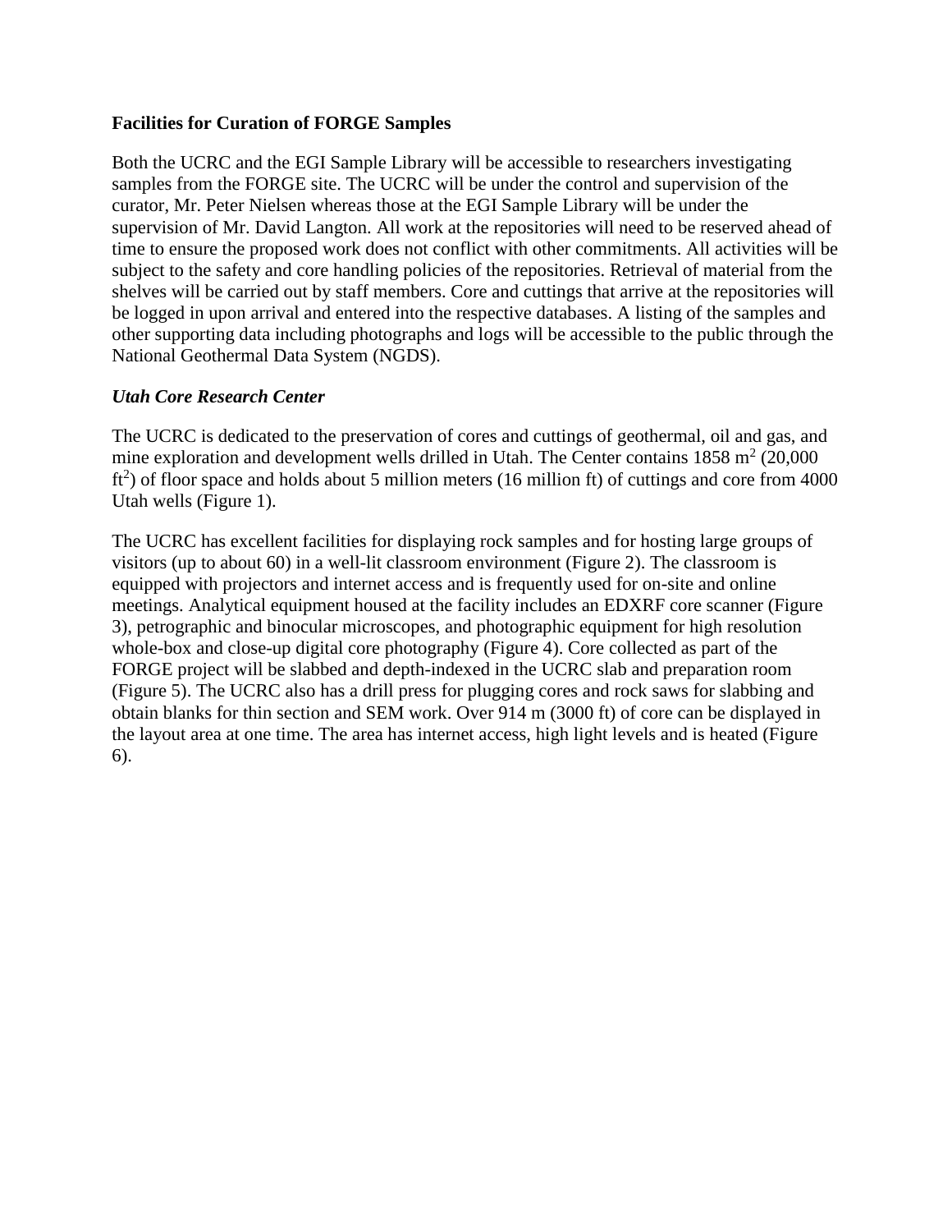**Facilities for Curation of FORGE Samples**

Both the UCRC and the EGI Sample Library will be accessible to researchers investigating samples from the FORGE site. The UCRC will be under the control and supervision of the curator, Mr. Peter Nielsen whereas those at the EGI Sample Library will be under the supervision of Mr. David Langton. All work at the repositories will need to be reserved ahead of time to ensure the proposed work does not conflict with other commitments. All activities will be subject to the safety and core handling policies of the repositories. Retrieval of material from the shelves will be carried out by staff members. Core and cuttings that arrive at the repositories will be logged in upon arrival and entered into the respective databases. A listing of the samples and other supporting data including photographs and logs will be accessible to the public through the National Geothermal Data System (NGDS).

***Utah Core Research Center***

The UCRC is dedicated to the preservation of cores and cuttings of geothermal, oil and gas, and mine exploration and development wells drilled in Utah. The Center contains 1858 $m^2$ (20,000 $ft^2$) of floor space and holds about 5 million meters (16 million ft) of cuttings and core from 4000 Utah wells (Figure 1).

The UCRC has excellent facilities for displaying rock samples and for hosting large groups of visitors (up to about 60) in a well-lit classroom environment (Figure 2). The classroom is equipped with projectors and internet access and is frequently used for on-site and online meetings. Analytical equipment housed at the facility includes an EDXRF core scanner (Figure 3), petrographic and binocular microscopes, and photographic equipment for high resolution whole-box and close-up digital core photography (Figure 4). Core collected as part of the FORGE project will be slabbed and depth-indexed in the UCRC slab and preparation room (Figure 5). The UCRC also has a drill press for plugging cores and rock saws for slabbing and obtain blanks for thin section and SEM work. Over 914 m (3000 ft) of core can be displayed in the layout area at one time. The area has internet access, high light levels and is heated (Figure 6).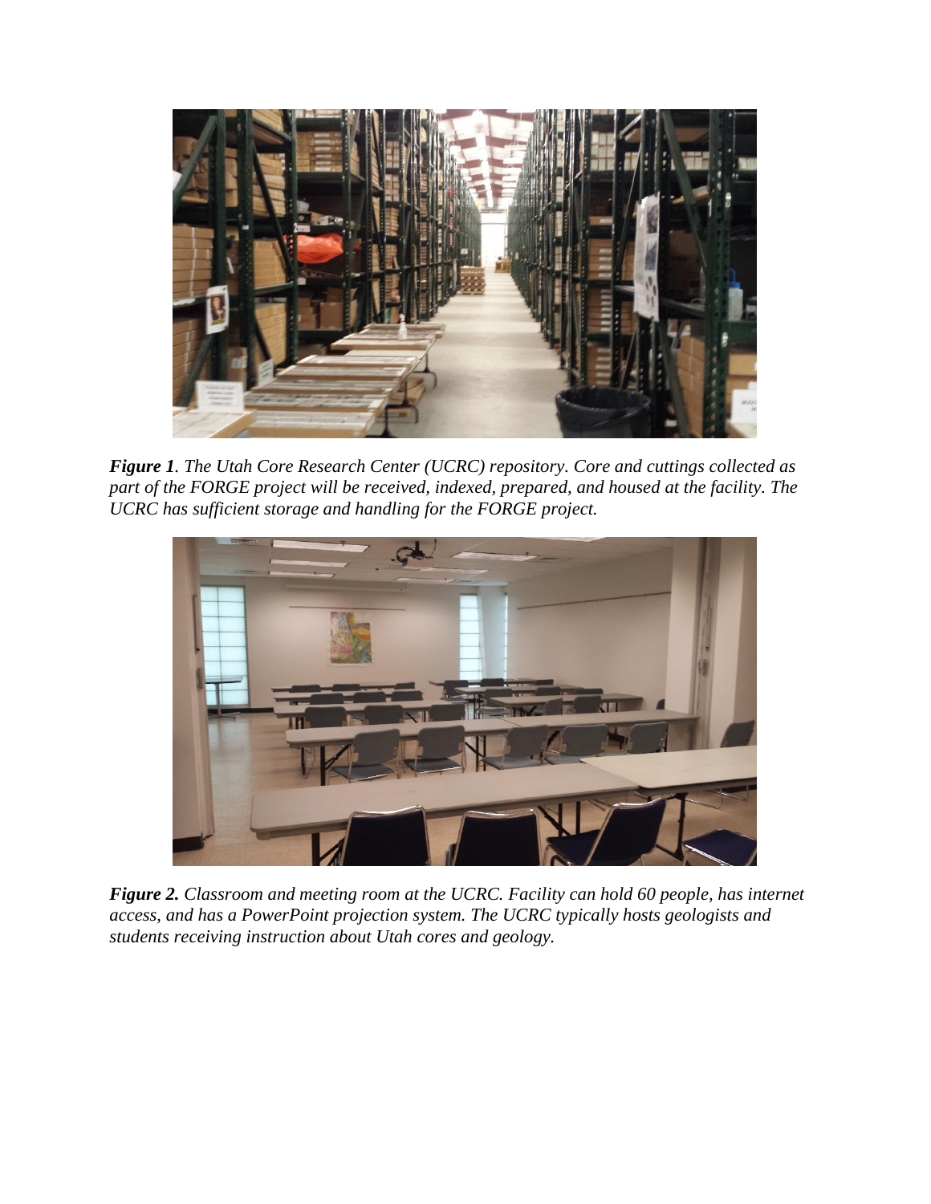***Figure 1**. The Utah Core Research Center (UCRC) repository. Core and cuttings collected as part of the FORGE project will be received, indexed, prepared, and housed at the facility. The UCRC has sufficient storage and handling for the FORGE project.*

***Figure 2.** Classroom and meeting room at the UCRC. Facility can hold 60 people, has internet access, and has a PowerPoint projection system. The UCRC typically hosts geologists and students receiving instruction about Utah cores and geology.*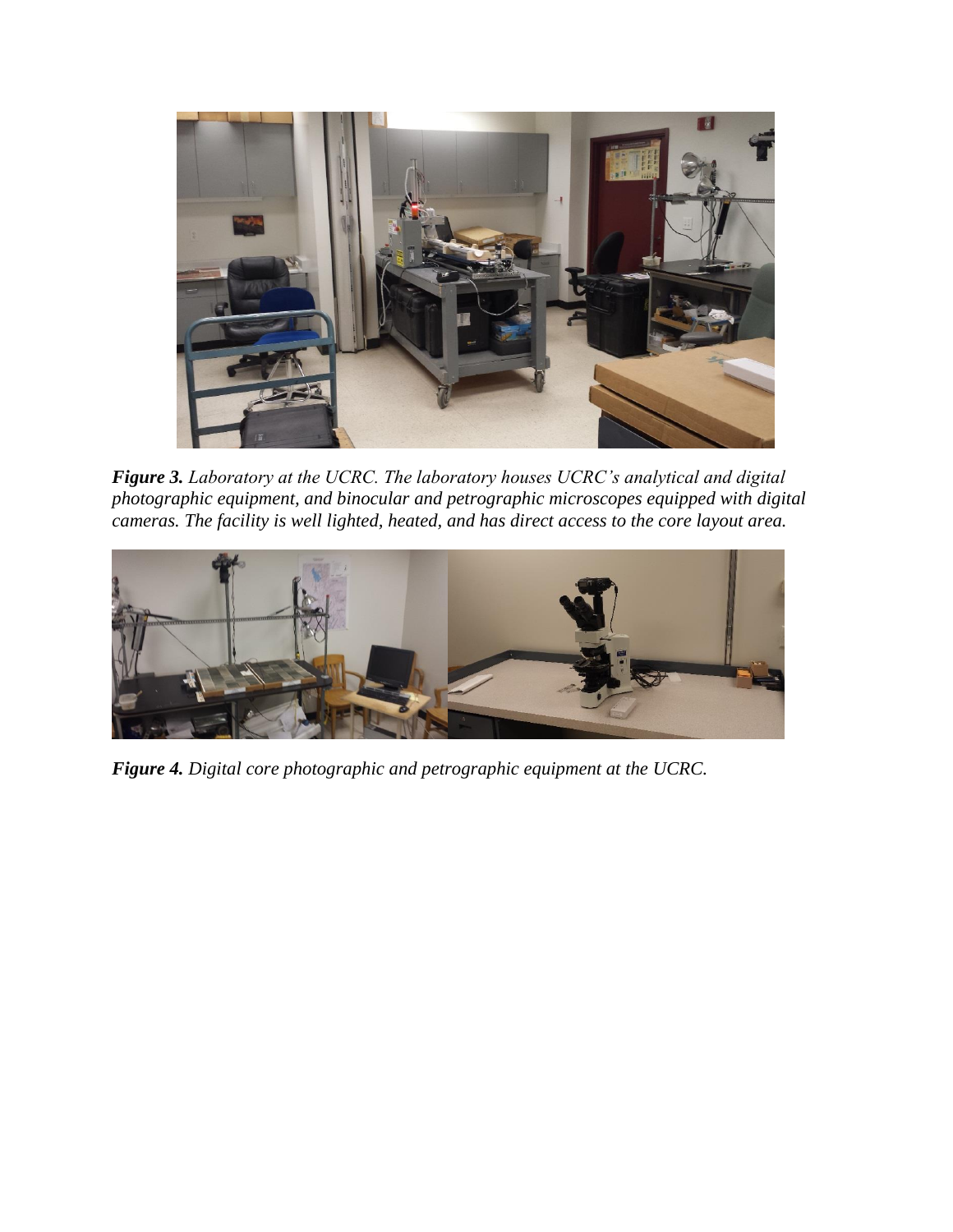***Figure 3.*** *Laboratory at the UCRC. The laboratory houses UCRC's analytical and digital photographic equipment, and binocular and petrographic microscopes equipped with digital cameras. The facility is well lighted, heated, and has direct access to the core layout area.*

***Figure 4.*** *Digital core photographic and petrographic equipment at the UCRC.*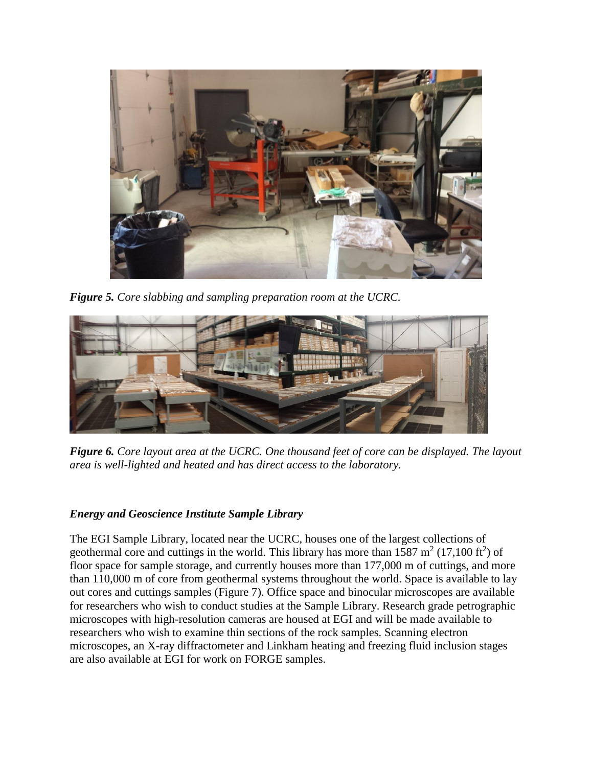***Figure 5.*** *Core slabbing and sampling preparation room at the UCRC.*

***Figure 6.*** *Core layout area at the UCRC. One thousand feet of core can be displayed. The layout area is well-lighted and heated and has direct access to the laboratory.*

### *Energy and Geoscience Institute Sample Library*

The EGI Sample Library, located near the UCRC, houses one of the largest collections of geothermal core and cuttings in the world. This library has more than 1587 $m^2$ (17,100 $ft^2$) of floor space for sample storage, and currently houses more than 177,000 m of cuttings, and more than 110,000 m of core from geothermal systems throughout the world. Space is available to lay out cores and cuttings samples (Figure 7). Office space and binocular microscopes are available for researchers who wish to conduct studies at the Sample Library. Research grade petrographic microscopes with high-resolution cameras are housed at EGI and will be made available to researchers who wish to examine thin sections of the rock samples. Scanning electron microscopes, an X-ray diffractometer and Linkham heating and freezing fluid inclusion stages are also available at EGI for work on FORGE samples.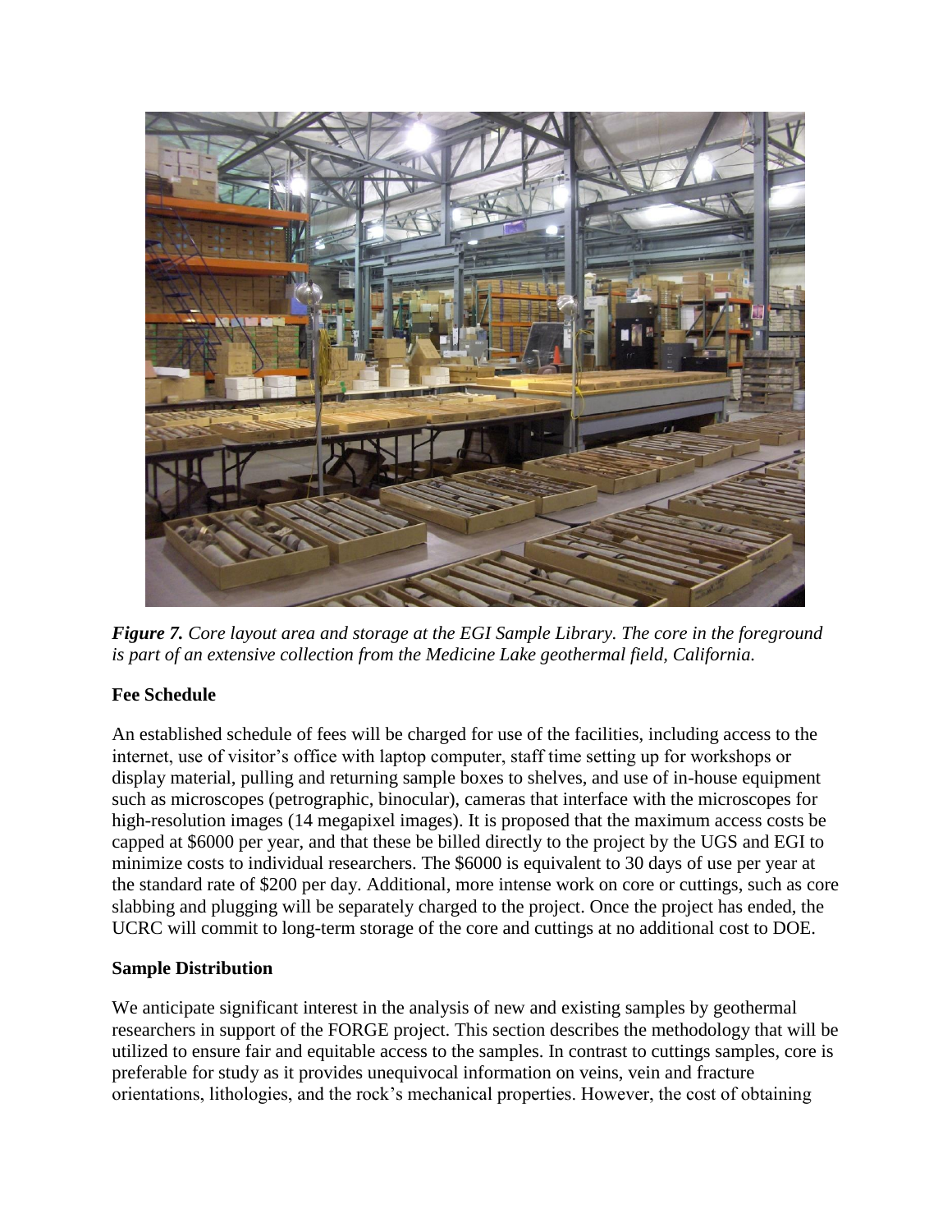*Figure 7. Core layout area and storage at the EGI Sample Library. The core in the foreground is part of an extensive collection from the Medicine Lake geothermal field, California.*

**Fee Schedule**

An established schedule of fees will be charged for use of the facilities, including access to the internet, use of visitor's office with laptop computer, staff time setting up for workshops or display material, pulling and returning sample boxes to shelves, and use of in-house equipment such as microscopes (petrographic, binocular), cameras that interface with the microscopes for high-resolution images (14 megapixel images). It is proposed that the maximum access costs be capped at $6000 per year, and that these be billed directly to the project by the UGS and EGI to minimize costs to individual researchers. The $6000 is equivalent to 30 days of use per year at the standard rate of $200 per day. Additional, more intense work on core or cuttings, such as core slabbing and plugging will be separately charged to the project. Once the project has ended, the UCRC will commit to long-term storage of the core and cuttings at no additional cost to DOE.

**Sample Distribution**

We anticipate significant interest in the analysis of new and existing samples by geothermal researchers in support of the FORGE project. This section describes the methodology that will be utilized to ensure fair and equitable access to the samples. In contrast to cuttings samples, core is preferable for study as it provides unequivocal information on veins, vein and fracture orientations, lithologies, and the rock's mechanical properties. However, the cost of obtaining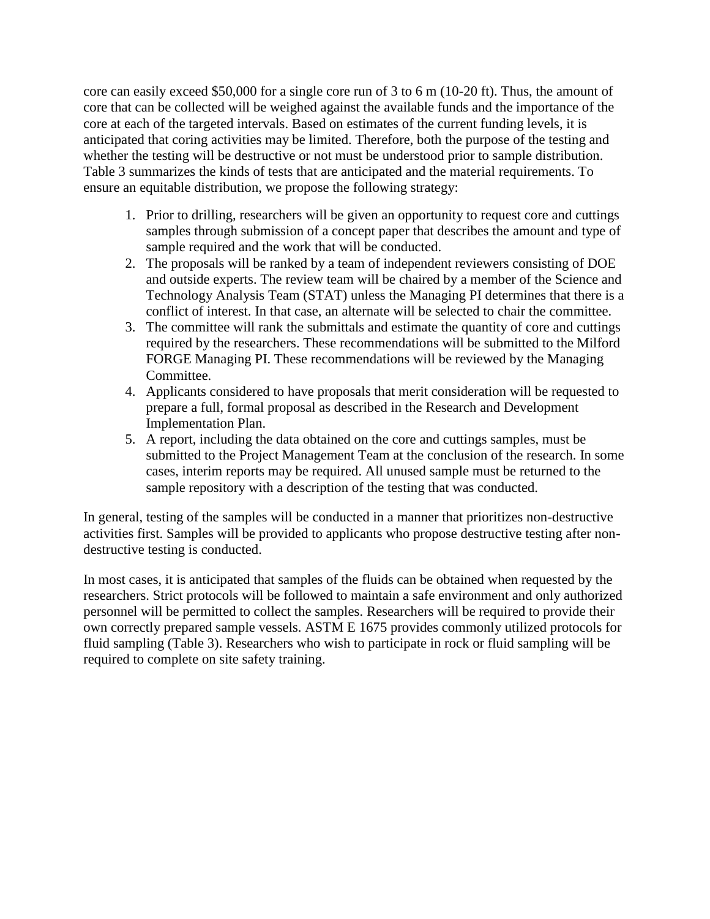core can easily exceed $50,000 for a single core run of 3 to 6 m (10-20 ft). Thus, the amount of core that can be collected will be weighed against the available funds and the importance of the core at each of the targeted intervals. Based on estimates of the current funding levels, it is anticipated that coring activities may be limited. Therefore, both the purpose of the testing and whether the testing will be destructive or not must be understood prior to sample distribution. Table 3 summarizes the kinds of tests that are anticipated and the material requirements. To ensure an equitable distribution, we propose the following strategy:

1. Prior to drilling, researchers will be given an opportunity to request core and cuttings samples through submission of a concept paper that describes the amount and type of sample required and the work that will be conducted.
2. The proposals will be ranked by a team of independent reviewers consisting of DOE and outside experts. The review team will be chaired by a member of the Science and Technology Analysis Team (STAT) unless the Managing PI determines that there is a conflict of interest. In that case, an alternate will be selected to chair the committee.
3. The committee will rank the submittals and estimate the quantity of core and cuttings required by the researchers. These recommendations will be submitted to the Milford FORGE Managing PI. These recommendations will be reviewed by the Managing Committee.
4. Applicants considered to have proposals that merit consideration will be requested to prepare a full, formal proposal as described in the Research and Development Implementation Plan.
5. A report, including the data obtained on the core and cuttings samples, must be submitted to the Project Management Team at the conclusion of the research. In some cases, interim reports may be required. All unused sample must be returned to the sample repository with a description of the testing that was conducted.

In general, testing of the samples will be conducted in a manner that prioritizes non-destructive activities first. Samples will be provided to applicants who propose destructive testing after non-destructive testing is conducted.

In most cases, it is anticipated that samples of the fluids can be obtained when requested by the researchers. Strict protocols will be followed to maintain a safe environment and only authorized personnel will be permitted to collect the samples. Researchers will be required to provide their own correctly prepared sample vessels. ASTM E 1675 provides commonly utilized protocols for fluid sampling (Table 3). Researchers who wish to participate in rock or fluid sampling will be required to complete on site safety training.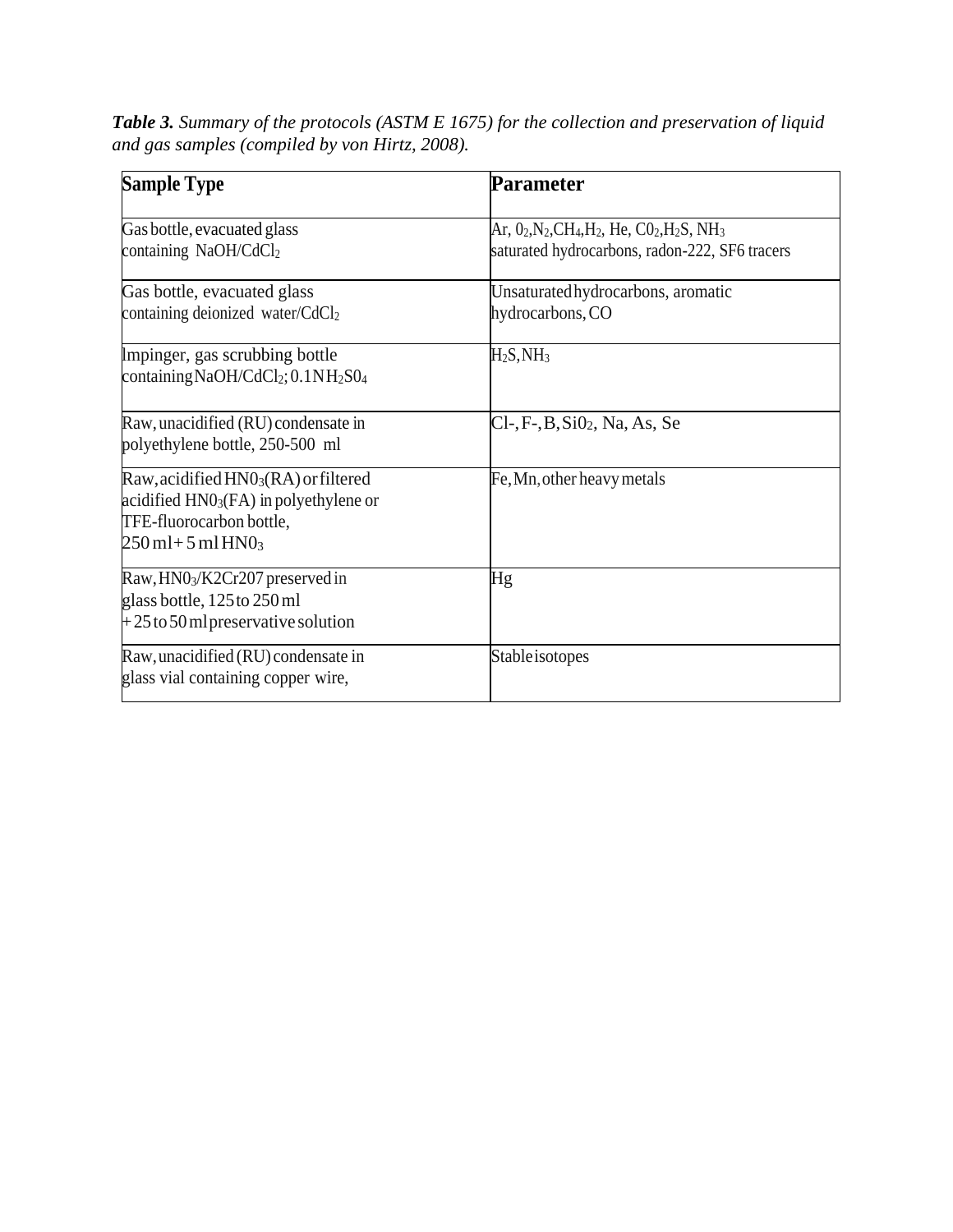***Table 3.*** *Summary of the protocols (ASTM E 1675) for the collection and preservation of liquid and gas samples (compiled by von Hirtz, 2008).*

| **Sample Type** | **Parameter** |
|---|---|
| Gas bottle, evacuated glass containing $NaOH/CdCl_2$ | Ar, $O_2$, $N_2$, $CH_4$, $H_2$, He, $CO_2$, $H_2S$, $NH_3$ saturated hydrocarbons, radon-222, SF6 tracers |
| Gas bottle, evacuated glass containing deionized water/$CdCl_2$ | Unsaturated hydrocarbons, aromatic hydrocarbons, CO |
| Impinger, gas scrubbing bottle containing $NaOH/CdCl_2$; 0.1N $H_2SO_4$ | $H_2S$, $NH_3$ |
| Raw, unacidified (RU) condensate in polyethylene bottle, 250-500 ml | Cl-, F-, B, $SiO_2$, Na, As, Se |
| Raw, acidified $HNO_3$(RA) or filtered acidified $HNO_3$(FA) in polyethylene or TFE-fluorocarbon bottle, 250 ml + 5 ml $HNO_3$ | Fe, Mn, other heavy metals |
| Raw, $HNO_3$/K2Cr207 preserved in glass bottle, 125 to 250 ml + 25 to 50 ml preservative solution | Hg |
| Raw, unacidified (RU) condensate in glass vial containing copper wire, | Stable isotopes |